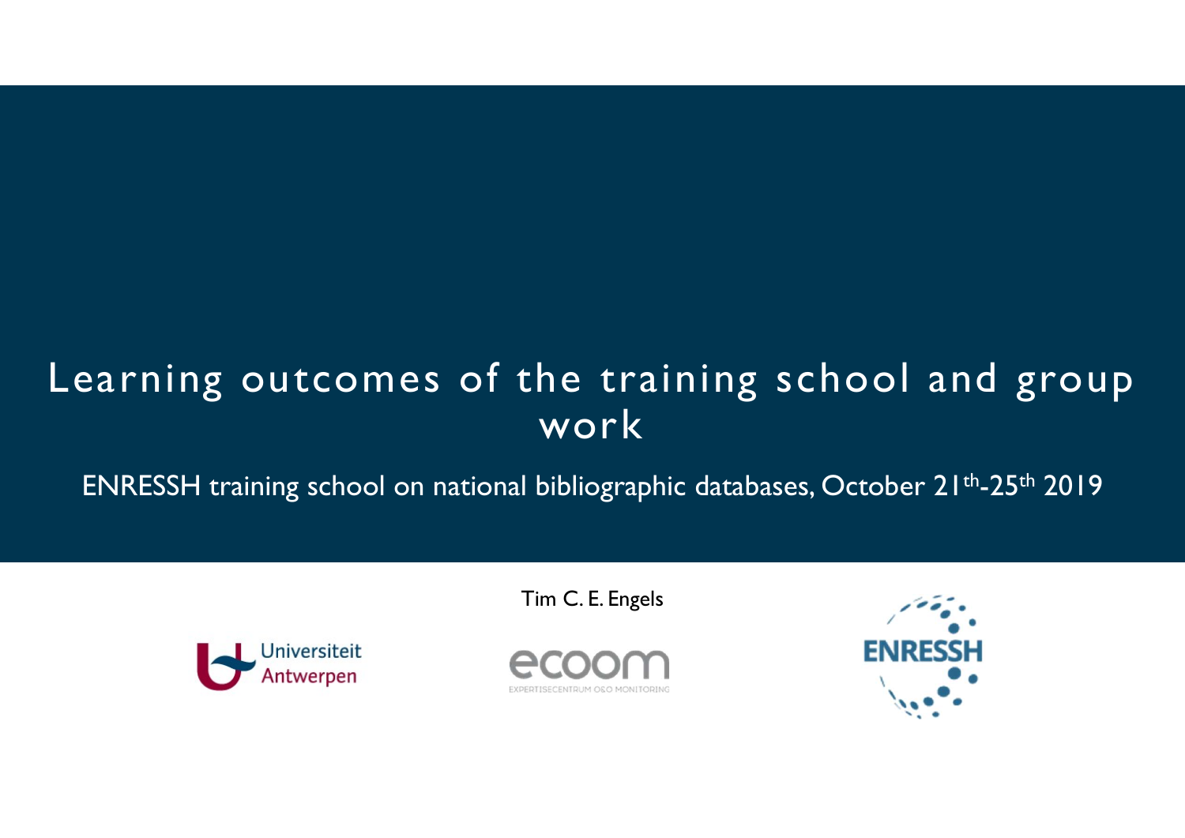# Learning outcomes of the training school and group work

ENRESSH training school on national bibliographic databases, October 21th-25th 2019

Tim C. E. Engels

Universiteit Antwerpen

ecoom EXPERTISECENTRUM O&O MONITORING

ENRESSH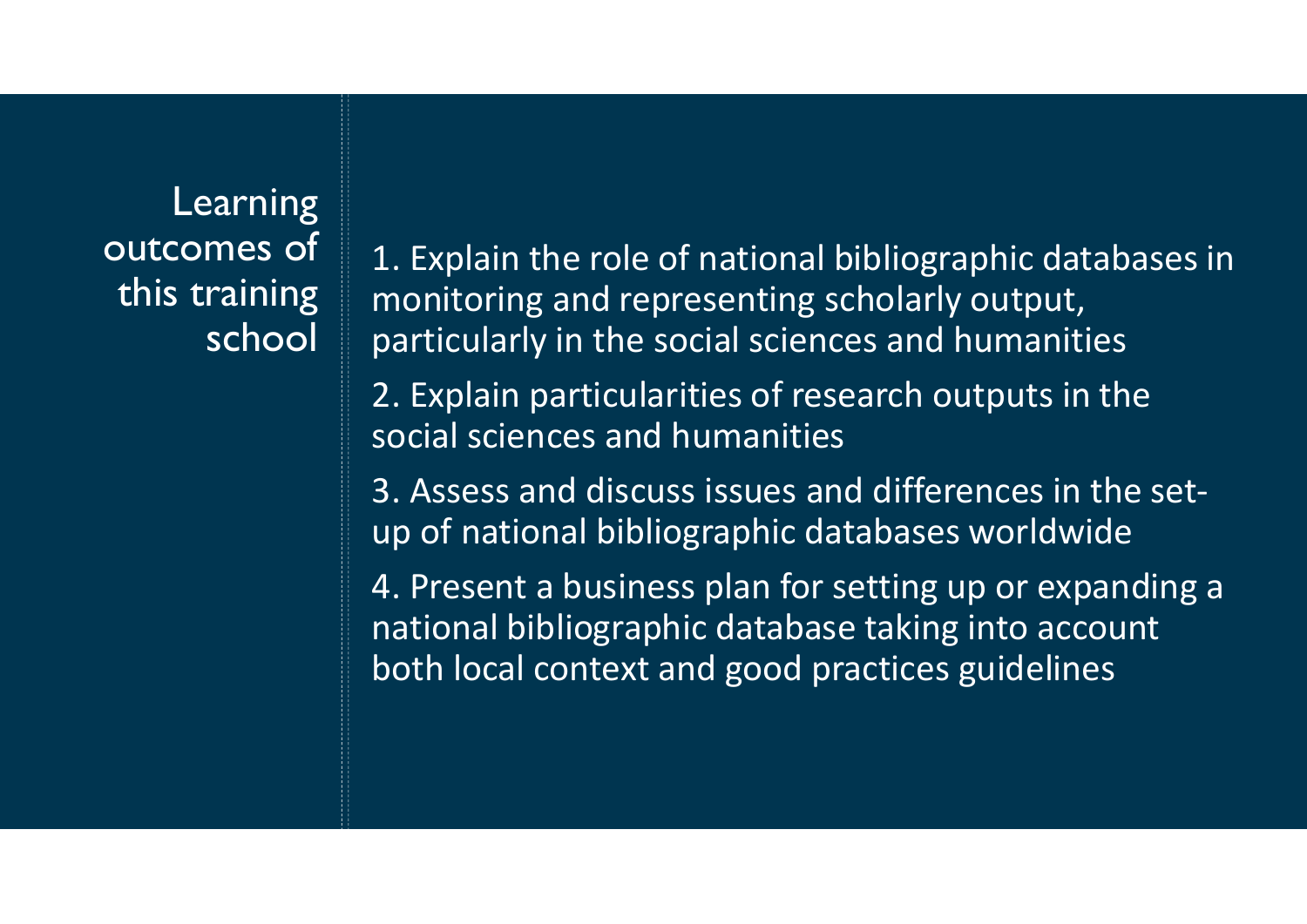## Learning outcomes of this training school

1. Explain the role of national bibliographic databases in monitoring and representing scholarly output, particularly in the social sciences and humanities

2. Explain particularities of research outputs in the social sciences and humanities

3. Assess and discuss issues and differences in the set-up of national bibliographic databases worldwide

4. Present a business plan for setting up or expanding a national bibliographic database taking into account both local context and good practices guidelines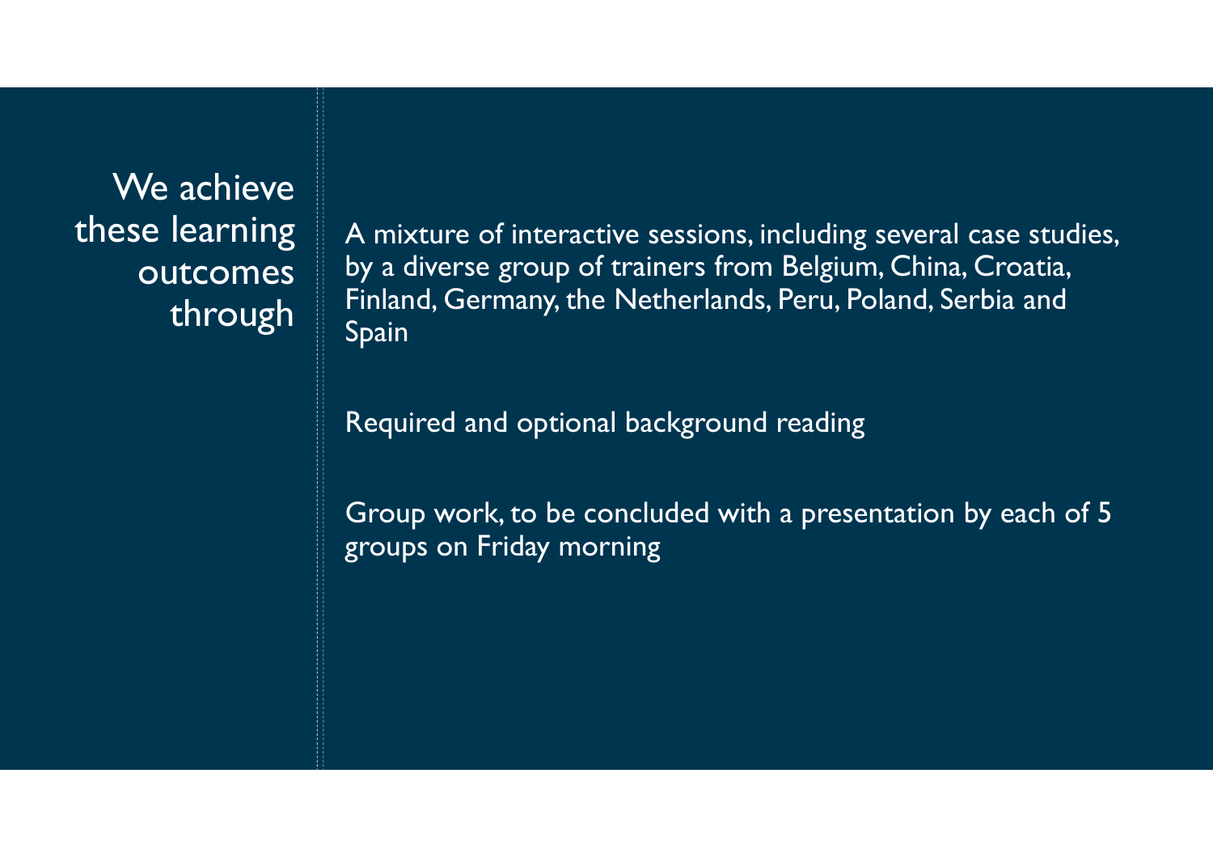## We achieve these learning outcomes through

A mixture of interactive sessions, including several case studies, by a diverse group of trainers from Belgium, China, Croatia, Finland, Germany, the Netherlands, Peru, Poland, Serbia and Spain

Required and optional background reading

Group work, to be concluded with a presentation by each of 5 groups on Friday morning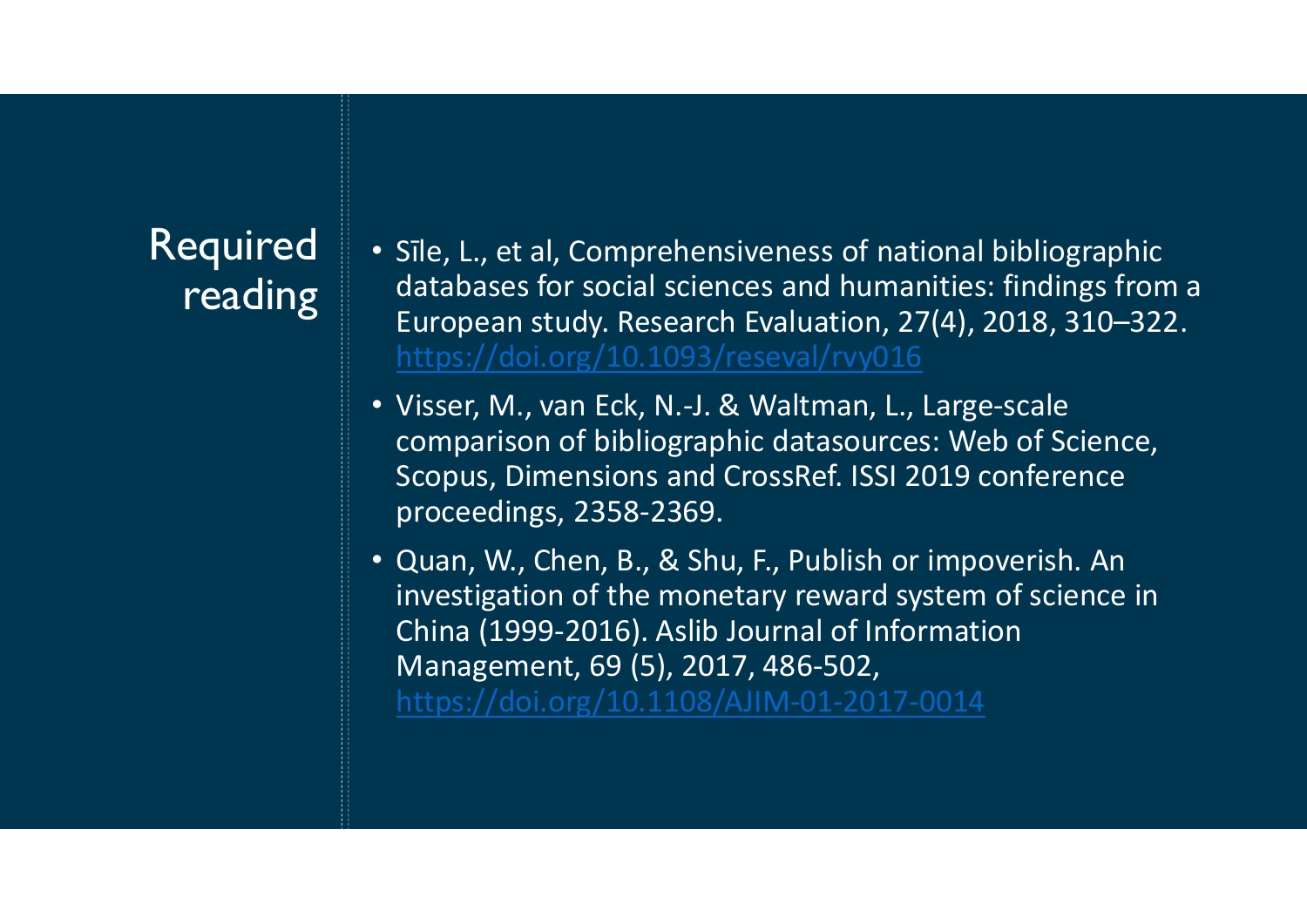# Required reading

- Sīle, L., et al, Comprehensiveness of national bibliographic databases for social sciences and humanities: findings from a European study. Research Evaluation, 27(4), 2018, 310–322. https://doi.org/10.1093/reseval/rvy016
- Visser, M., van Eck, N.-J. & Waltman, L., Large-scale comparison of bibliographic datasources: Web of Science, Scopus, Dimensions and CrossRef. ISSI 2019 conference proceedings, 2358-2369.
- Quan, W., Chen, B., & Shu, F., Publish or impoverish. An investigation of the monetary reward system of science in China (1999-2016). Aslib Journal of Information Management, 69 (5), 2017, 486-502, https://doi.org/10.1108/AJIM-01-2017-0014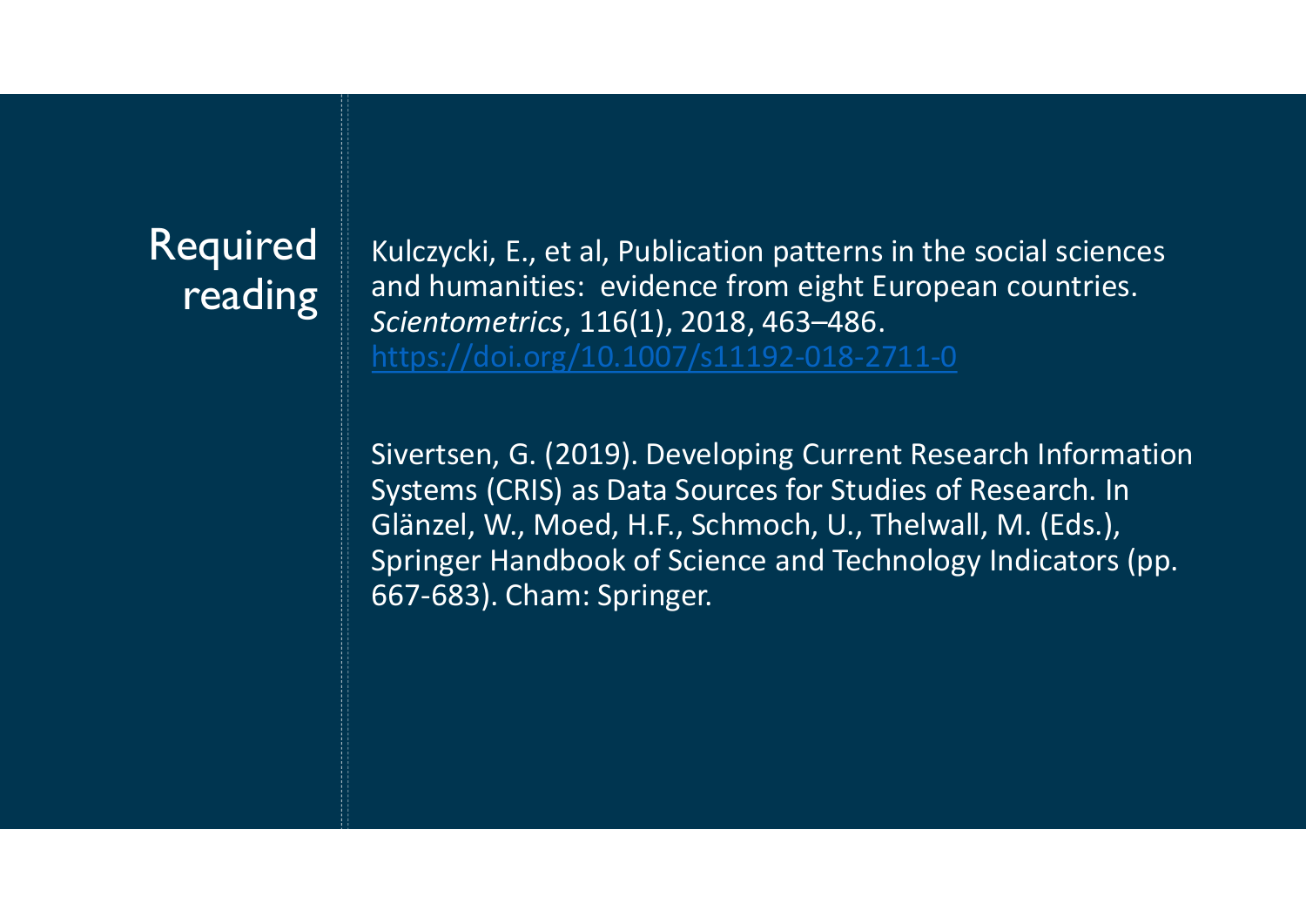# Required reading

Kulczycki, E., et al, Publication patterns in the social sciences and humanities: evidence from eight European countries. *Scientometrics*, 116(1), 2018, 463–486. https://doi.org/10.1007/s11192-018-2711-0

Sivertsen, G. (2019). Developing Current Research Information Systems (CRIS) as Data Sources for Studies of Research. In Glänzel, W., Moed, H.F., Schmoch, U., Thelwall, M. (Eds.), Springer Handbook of Science and Technology Indicators (pp. 667-683). Cham: Springer.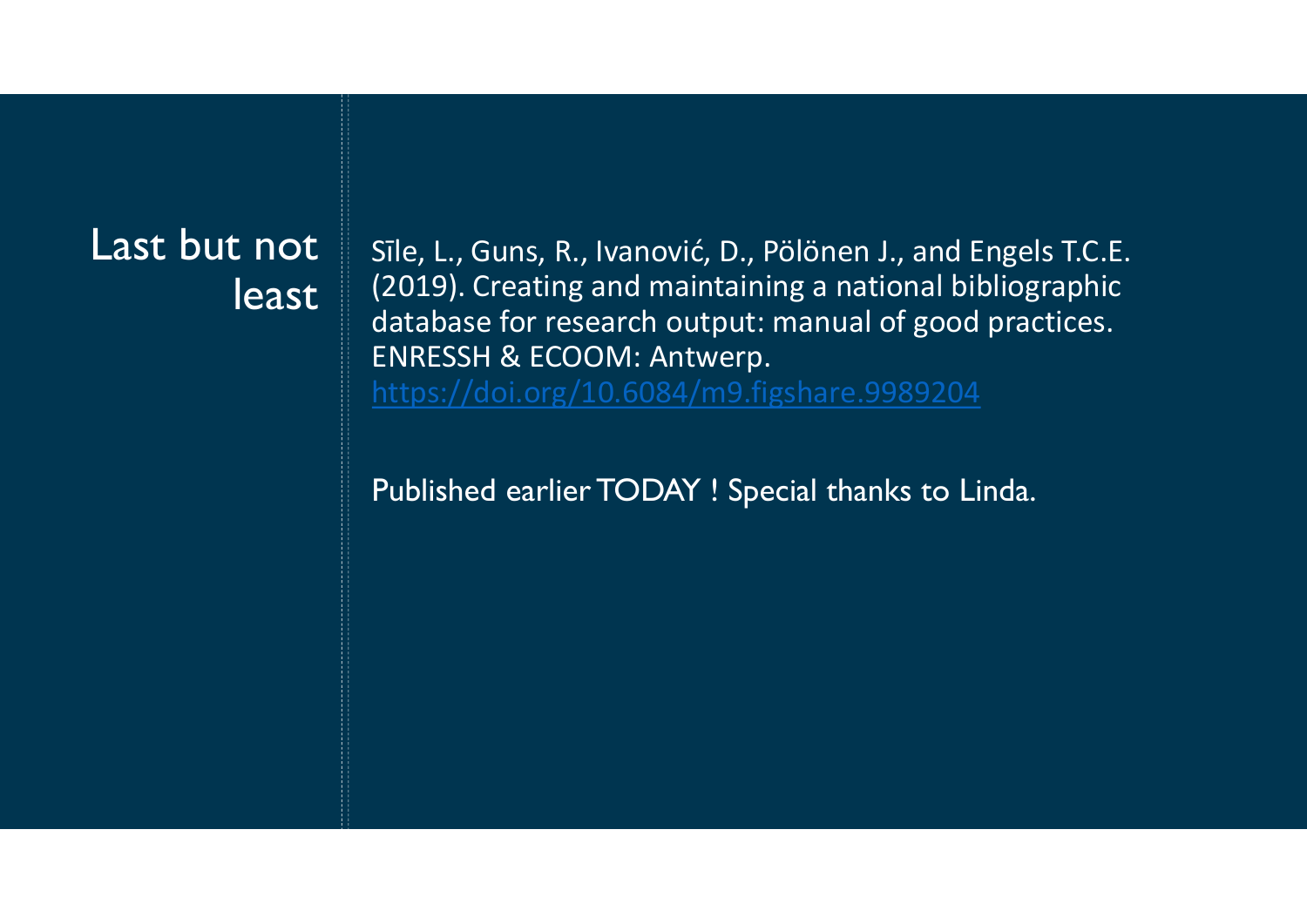## Last but not least

Sīle, L., Guns, R., Ivanović, D., Pölönen J., and Engels T.C.E. (2019). Creating and maintaining a national bibliographic database for research output: manual of good practices. ENRESSH & ECOOM: Antwerp. https://doi.org/10.6084/m9.figshare.9989204

Published earlier TODAY ! Special thanks to Linda.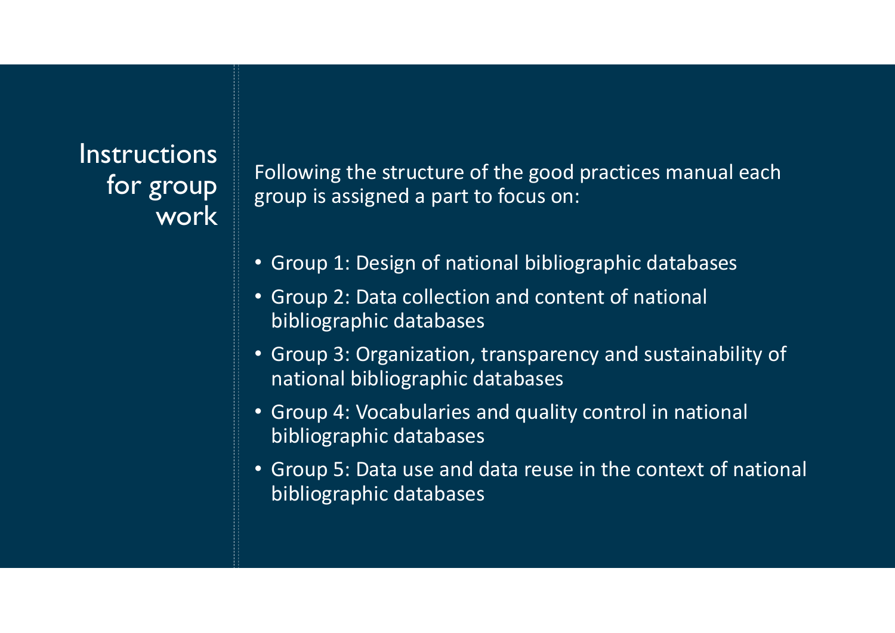# Instructions for group work

Following the structure of the good practices manual each group is assigned a part to focus on:

- Group 1: Design of national bibliographic databases
- Group 2: Data collection and content of national bibliographic databases
- Group 3: Organization, transparency and sustainability of national bibliographic databases
- Group 4: Vocabularies and quality control in national bibliographic databases
- Group 5: Data use and data reuse in the context of national bibliographic databases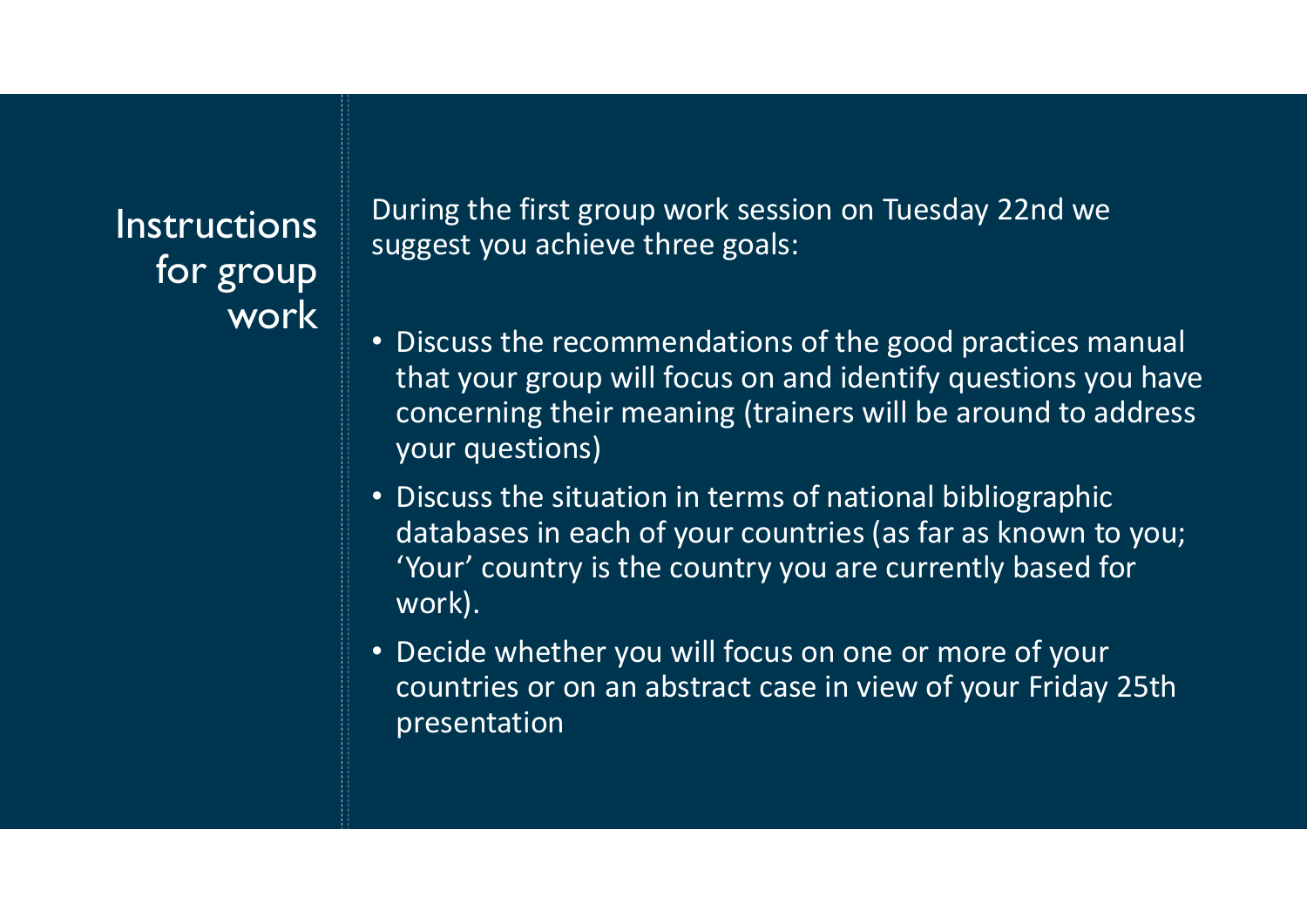# Instructions for group work

During the first group work session on Tuesday 22nd we suggest you achieve three goals:

- Discuss the recommendations of the good practices manual that your group will focus on and identify questions you have concerning their meaning (trainers will be around to address your questions)
- Discuss the situation in terms of national bibliographic databases in each of your countries (as far as known to you; 'Your' country is the country you are currently based for work).
- Decide whether you will focus on one or more of your countries or on an abstract case in view of your Friday 25th presentation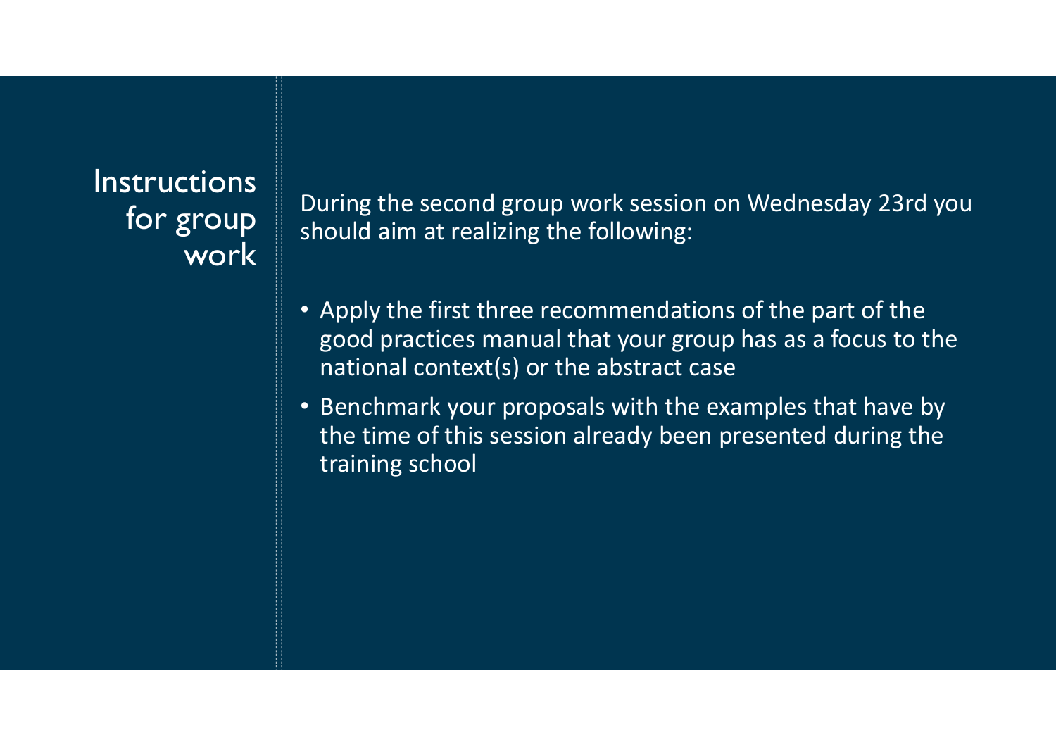# Instructions for group work

During the second group work session on Wednesday 23rd you should aim at realizing the following:

- Apply the first three recommendations of the part of the good practices manual that your group has as a focus to the national context(s) or the abstract case
- Benchmark your proposals with the examples that have by the time of this session already been presented during the training school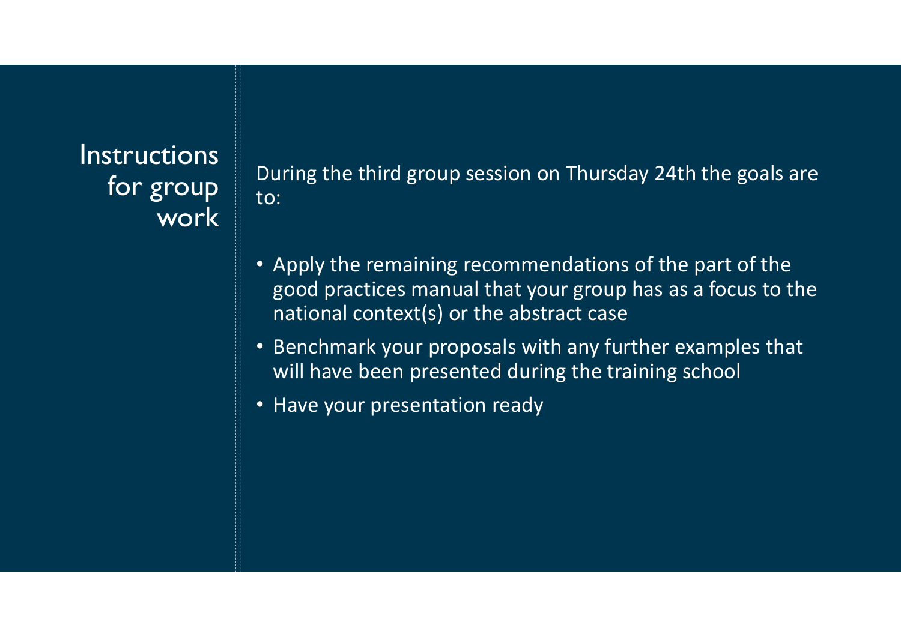# Instructions for group work

During the third group session on Thursday 24th the goals are to:

- Apply the remaining recommendations of the part of the good practices manual that your group has as a focus to the national context(s) or the abstract case
- Benchmark your proposals with any further examples that will have been presented during the training school
- Have your presentation ready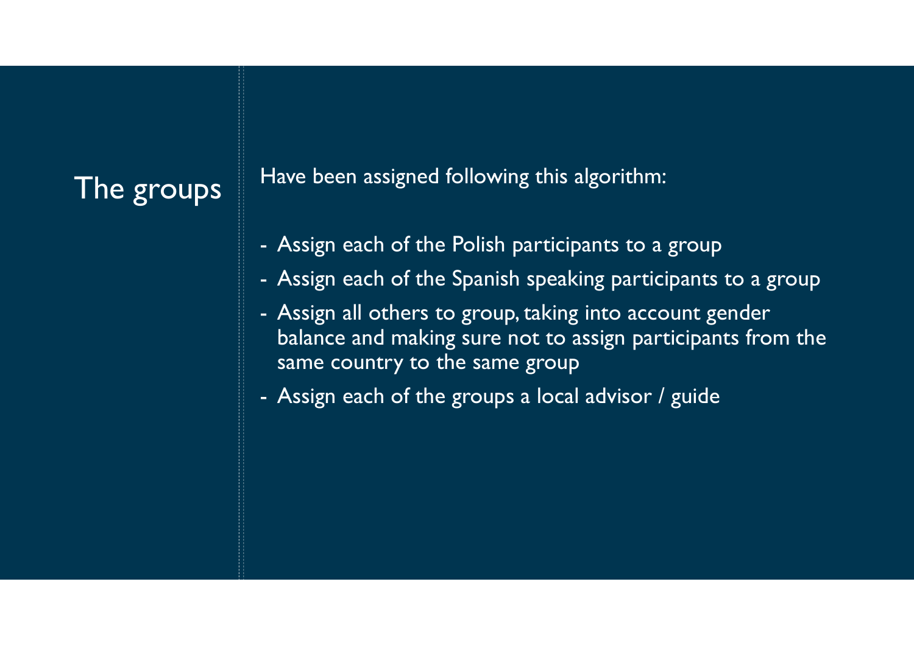# The groups

Have been assigned following this algorithm:

- Assign each of the Polish participants to a group
- Assign each of the Spanish speaking participants to a group
- Assign all others to group, taking into account gender balance and making sure not to assign participants from the same country to the same group
- Assign each of the groups a local advisor / guide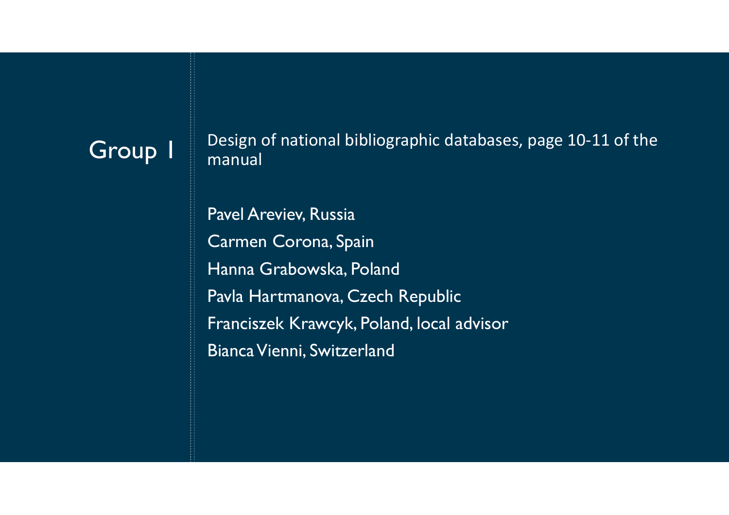# Group 1

Design of national bibliographic databases, page 10-11 of the manual

Pavel Areviev, Russia

Carmen Corona, Spain

Hanna Grabowska, Poland

Pavla Hartmanova, Czech Republic

Franciszek Krawcyk, Poland, local advisor

Bianca Vienni, Switzerland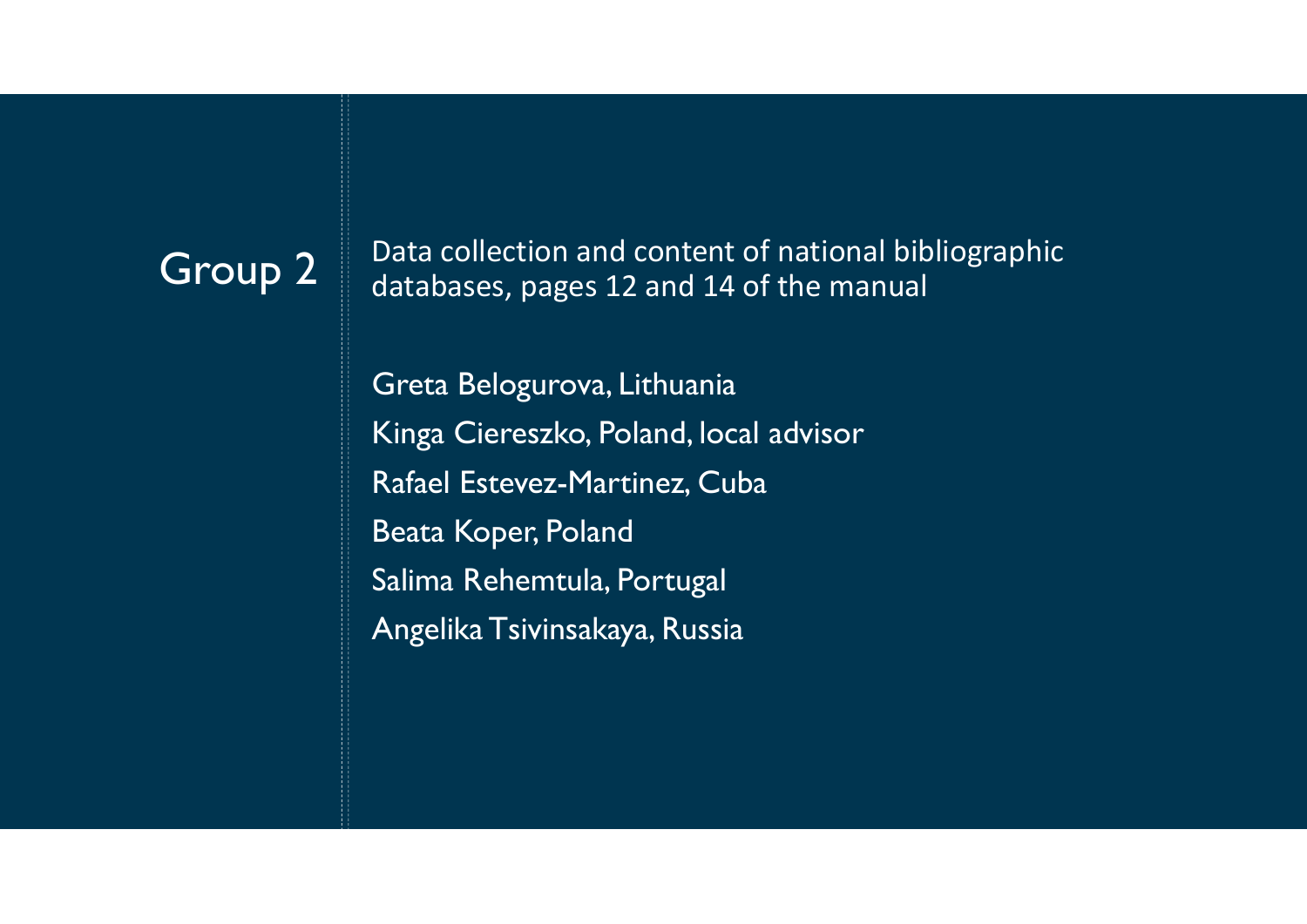# Group 2

Data collection and content of national bibliographic databases, pages 12 and 14 of the manual

Greta Belogurova, Lithuania

Kinga Ciereszko, Poland, local advisor

Rafael Estevez-Martinez, Cuba

Beata Koper, Poland

Salima Rehemtula, Portugal

Angelika Tsivinsakaya, Russia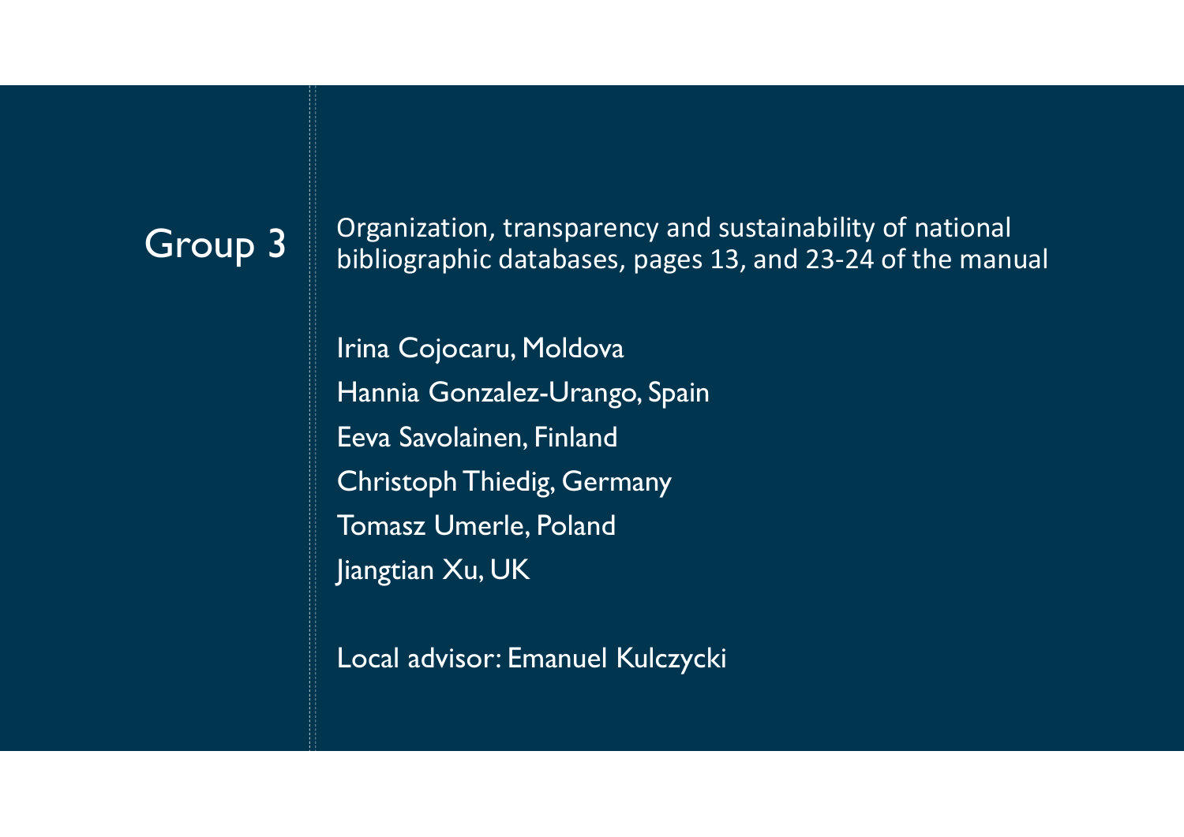# Group 3

Organization, transparency and sustainability of national bibliographic databases, pages 13, and 23-24 of the manual

Irina Cojocaru, Moldova

Hannia Gonzalez-Urango, Spain

Eeva Savolainen, Finland

Christoph Thiedig, Germany

Tomasz Umerle, Poland

Jiangtian Xu, UK

Local advisor: Emanuel Kulczycki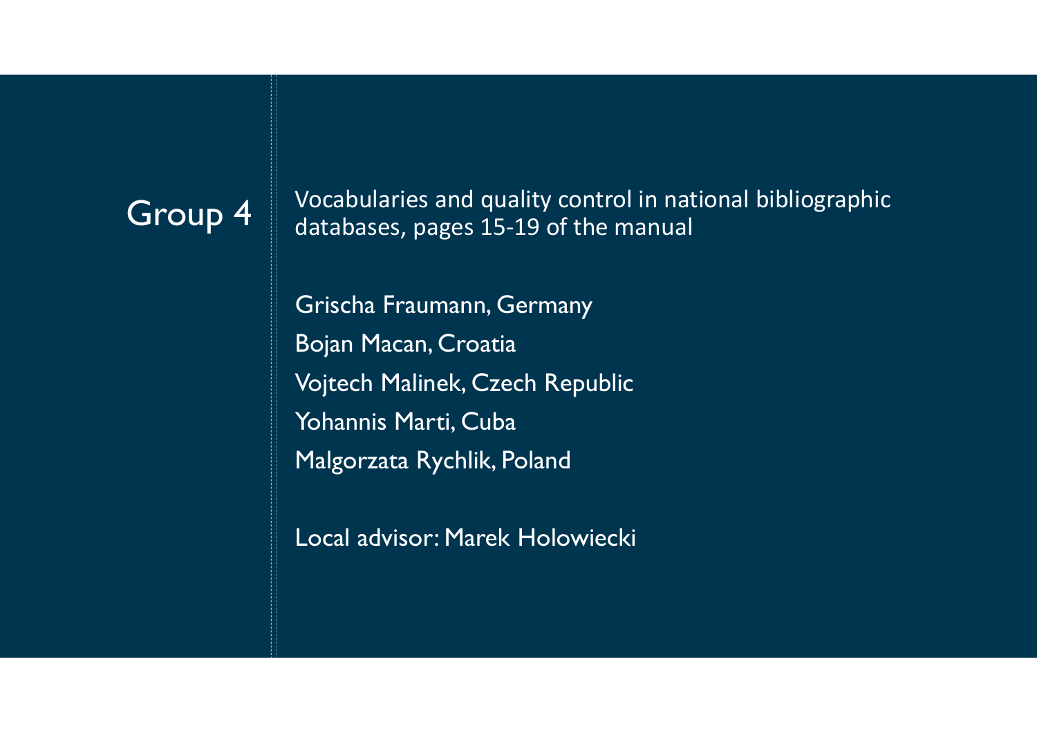# Group 4

Vocabularies and quality control in national bibliographic databases, pages 15-19 of the manual

Grischa Fraumann, Germany

Bojan Macan, Croatia

Vojtech Malinek, Czech Republic

Yohannis Marti, Cuba

Malgorzata Rychlik, Poland

Local advisor: Marek Holowiecki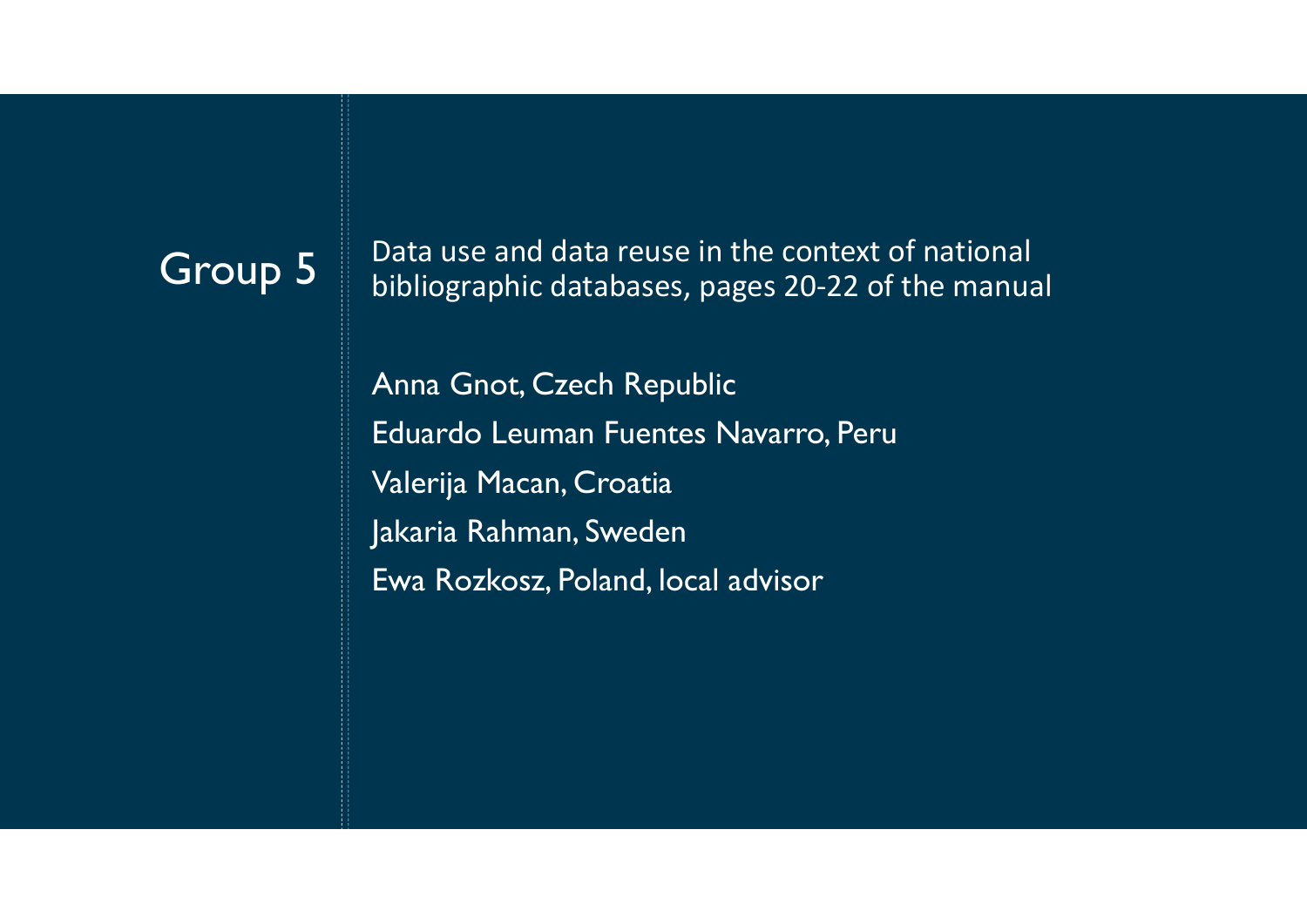## Group 5

Data use and data reuse in the context of national bibliographic databases, pages 20-22 of the manual

Anna Gnot, Czech Republic

Eduardo Leuman Fuentes Navarro, Peru

Valerija Macan, Croatia

Jakaria Rahman, Sweden

Ewa Rozkosz, Poland, local advisor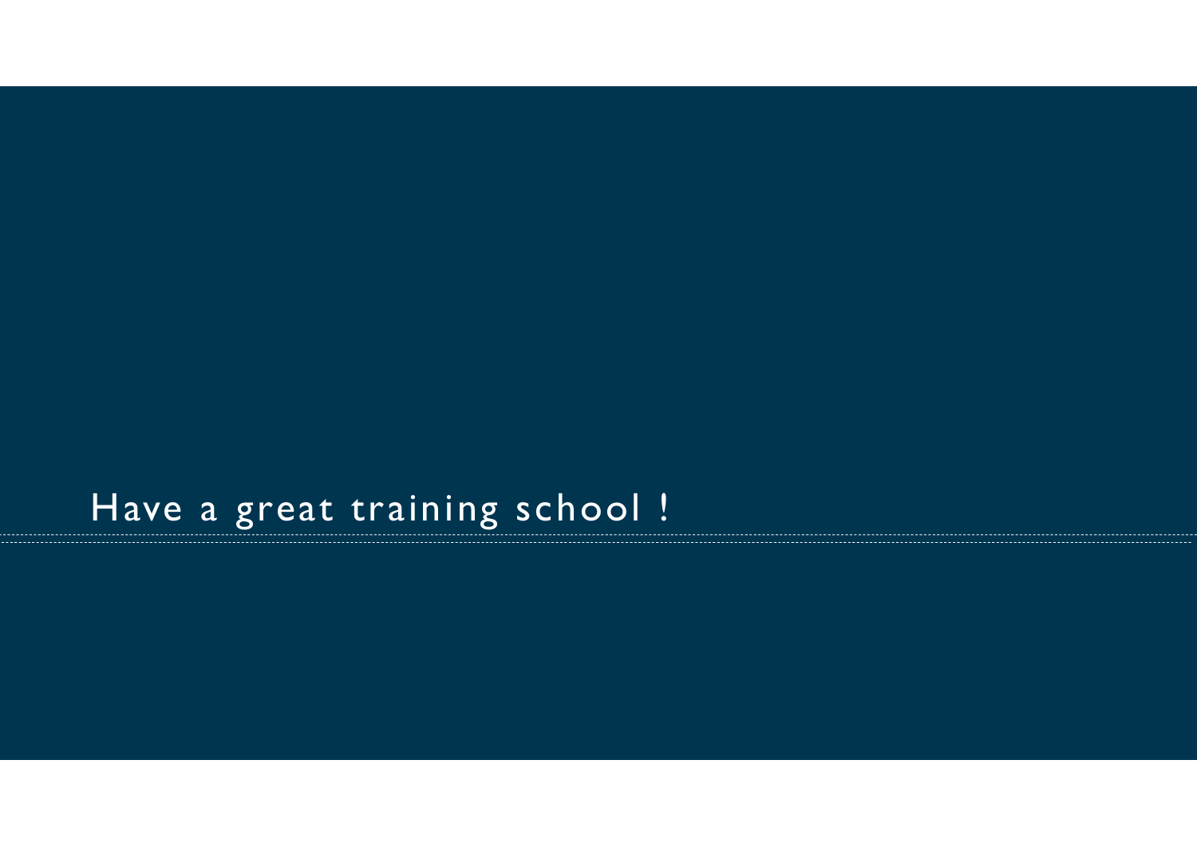# Have a great training school !